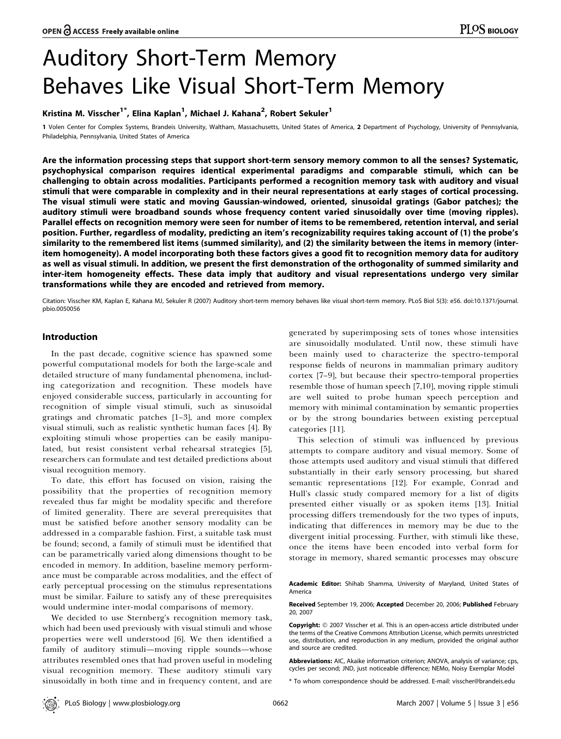# Auditory Short-Term Memory Behaves Like Visual Short-Term Memory

**Kristina M. Visscher[1*], Elina Kaplan[1], Michael J. Kahana[2], Robert Sekuler[1]**

1 Volen Center for Complex Systems, Brandeis University, Waltham, Massachusetts, United States of America, 2 Department of Psychology, University of Pennsylvania, Philadelphia, Pennsylvania, United States of America

**Are the information processing steps that support short-term sensory memory common to all the senses? Systematic, psychophysical comparison requires identical experimental paradigms and comparable stimuli, which can be challenging to obtain across modalities. Participants performed a recognition memory task with auditory and visual stimuli that were comparable in complexity and in their neural representations at early stages of cortical processing. The visual stimuli were static and moving Gaussian-windowed, oriented, sinusoidal gratings (Gabor patches); the auditory stimuli were broadband sounds whose frequency content varied sinusoidally over time (moving ripples). Parallel effects on recognition memory were seen for number of items to be remembered, retention interval, and serial position. Further, regardless of modality, predicting an item's recognizability requires taking account of (1) the probe's similarity to the remembered list items (summed similarity), and (2) the similarity between the items in memory (inter-item homogeneity). A model incorporating both these factors gives a good fit to recognition memory data for auditory as well as visual stimuli. In addition, we present the first demonstration of the orthogonality of summed similarity and inter-item homogeneity effects. These data imply that auditory and visual representations undergo very similar transformations while they are encoded and retrieved from memory.**

Citation: Visscher KM, Kaplan E, Kahana MJ, Sekuler R (2007) Auditory short-term memory behaves like visual short-term memory. PLoS Biol 5(3): e56. doi:10.1371/journal.pbio.0050056

## Introduction

In the past decade, cognitive science has spawned some powerful computational models for both the large-scale and detailed structure of many fundamental phenomena, including categorization and recognition. These models have enjoyed considerable success, particularly in accounting for recognition of simple visual stimuli, such as sinusoidal gratings and chromatic patches [1–3], and more complex visual stimuli, such as realistic synthetic human faces [4]. By exploiting stimuli whose properties can be easily manipulated, but resist consistent verbal rehearsal strategies [5], researchers can formulate and test detailed predictions about visual recognition memory.

To date, this effort has focused on vision, raising the possibility that the properties of recognition memory revealed thus far might be modality specific and therefore of limited generality. There are several prerequisites that must be satisfied before another sensory modality can be addressed in a comparable fashion. First, a suitable task must be found; second, a family of stimuli must be identified that can be parametrically varied along dimensions thought to be encoded in memory. In addition, baseline memory performance must be comparable across modalities, and the effect of early perceptual processing on the stimulus representations must be similar. Failure to satisfy any of these prerequisites would undermine inter-modal comparisons of memory.

We decided to use Sternberg's recognition memory task, which had been used previously with visual stimuli and whose properties were well understood [6]. We then identified a family of auditory stimuli—moving ripple sounds—whose attributes resembled ones that had proven useful in modeling visual recognition memory. These auditory stimuli vary sinusoidally in both time and in frequency content, and are generated by superimposing sets of tones whose intensities are sinusoidally modulated. Until now, these stimuli have been mainly used to characterize the spectro-temporal response fields of neurons in mammalian primary auditory cortex [7–9], but because their spectro-temporal properties resemble those of human speech [7,10], moving ripple stimuli are well suited to probe human speech perception and memory with minimal contamination by semantic properties or by the strong boundaries between existing perceptual categories [11].

This selection of stimuli was influenced by previous attempts to compare auditory and visual memory. Some of those attempts used auditory and visual stimuli that differed substantially in their early sensory processing, but shared semantic representations [12]. For example, Conrad and Hull's classic study compared memory for a list of digits presented either visually or as spoken items [13]. Initial processing differs tremendously for the two types of inputs, indicating that differences in memory may be due to the divergent initial processing. Further, with stimuli like these, once the items have been encoded into verbal form for storage in memory, shared semantic processes may obscure

**Academic Editor:** Shihab Shamma, University of Maryland, United States of America

**Received** September 19, 2006; **Accepted** December 20, 2006; **Published** February 20, 2007

**Copyright:** © 2007 Visscher et al. This is an open-access article distributed under the terms of the Creative Commons Attribution License, which permits unrestricted use, distribution, and reproduction in any medium, provided the original author and source are credited.

**Abbreviations:** AIC, Akaike information criterion; ANOVA, analysis of variance; cps, cycles per second; JND, just noticeable difference; NEMo, Noisy Exemplar Model

\* To whom correspondence should be addressed. E-mail: visscher@brandeis.edu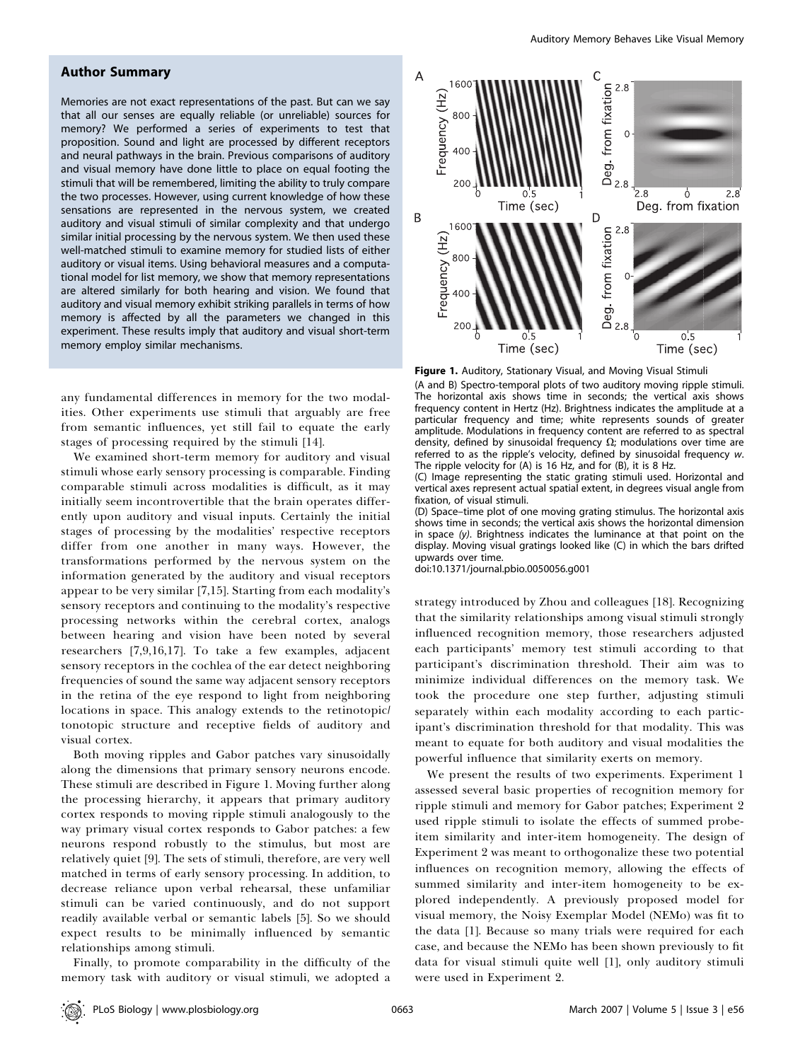## Author Summary

Memories are not exact representations of the past. But can we say that all our senses are equally reliable (or unreliable) sources for memory? We performed a series of experiments to test that proposition. Sound and light are processed by different receptors and neural pathways in the brain. Previous comparisons of auditory and visual memory have done little to place on equal footing the stimuli that will be remembered, limiting the ability to truly compare the two processes. However, using current knowledge of how these sensations are represented in the nervous system, we created auditory and visual stimuli of similar complexity and that undergo similar initial processing by the nervous system. We then used these well-matched stimuli to examine memory for studied lists of either auditory or visual items. Using behavioral measures and a computational model for list memory, we show that memory representations are altered similarly for both hearing and vision. We found that auditory and visual memory exhibit striking parallels in terms of how memory is affected by all the parameters we changed in this experiment. These results imply that auditory and visual short-term memory employ similar mechanisms.

any fundamental differences in memory for the two modalities. Other experiments use stimuli that arguably are free from semantic influences, yet still fail to equate the early stages of processing required by the stimuli [14].

We examined short-term memory for auditory and visual stimuli whose early sensory processing is comparable. Finding comparable stimuli across modalities is difficult, as it may initially seem incontrovertible that the brain operates differently upon auditory and visual inputs. Certainly the initial stages of processing by the modalities' respective receptors differ from one another in many ways. However, the transformations performed by the nervous system on the information generated by the auditory and visual receptors appear to be very similar [7,15]. Starting from each modality's sensory receptors and continuing to the modality's respective processing networks within the cerebral cortex, analogs between hearing and vision have been noted by several researchers [7,9,16,17]. To take a few examples, adjacent sensory receptors in the cochlea of the ear detect neighboring frequencies of sound the same way adjacent sensory receptors in the retina of the eye respond to light from neighboring locations in space. This analogy extends to the retinotopic/tonotopic structure and receptive fields of auditory and visual cortex.

Both moving ripples and Gabor patches vary sinusoidally along the dimensions that primary sensory neurons encode. These stimuli are described in Figure 1. Moving further along the processing hierarchy, it appears that primary auditory cortex responds to moving ripple stimuli analogously to the way primary visual cortex responds to Gabor patches: a few neurons respond robustly to the stimulus, but most are relatively quiet [9]. The sets of stimuli, therefore, are very well matched in terms of early sensory processing. In addition, to decrease reliance upon verbal rehearsal, these unfamiliar stimuli can be varied continuously, and do not support readily available verbal or semantic labels [5]. So we should expect results to be minimally influenced by semantic relationships among stimuli.

Finally, to promote comparability in the difficulty of the memory task with auditory or visual stimuli, we adopted a strategy introduced by Zhou and colleagues [18]. Recognizing that the similarity relationships among visual stimuli strongly influenced recognition memory, those researchers adjusted each participants' memory test stimuli according to that participant's discrimination threshold. Their aim was to minimize individual differences on the memory task. We took the procedure one step further, adjusting stimuli separately within each modality according to each participant's discrimination threshold for that modality. This was meant to equate for both auditory and visual modalities the powerful influence that similarity exerts on memory.

**Figure 1.** Auditory, Stationary Visual, and Moving Visual Stimuli

(A and B) Spectro-temporal plots of two auditory moving ripple stimuli. The horizontal axis shows time in seconds; the vertical axis shows frequency content in Hertz (Hz). Brightness indicates the amplitude at a particular frequency and time; white represents sounds of greater amplitude. Modulations in frequency content are referred to as spectral density, defined by sinusoidal frequency $\Omega$; modulations over time are referred to as the ripple's velocity, defined by sinusoidal frequency $w$. The ripple velocity for (A) is 16 Hz, and for (B), it is 8 Hz.

(C) Image representing the static grating stimuli used. Horizontal and vertical axes represent actual spatial extent, in degrees visual angle from fixation, of visual stimuli.

(D) Space–time plot of one moving grating stimulus. The horizontal axis shows time in seconds; the vertical axis shows the horizontal dimension in space *(y)*. Brightness indicates the luminance at that point on the display. Moving visual gratings looked like (C) in which the bars drifted upwards over time.

doi:10.1371/journal.pbio.0050056.g001

We present the results of two experiments. Experiment 1 assessed several basic properties of recognition memory for ripple stimuli and memory for Gabor patches; Experiment 2 used ripple stimuli to isolate the effects of summed probe-item similarity and inter-item homogeneity. The design of Experiment 2 was meant to orthogonalize these two potential influences on recognition memory, allowing the effects of summed similarity and inter-item homogeneity to be explored independently. A previously proposed model for visual memory, the Noisy Exemplar Model (NEMo) was fit to the data [1]. Because so many trials were required for each case, and because the NEMo has been shown previously to fit data for visual stimuli quite well [1], only auditory stimuli were used in Experiment 2.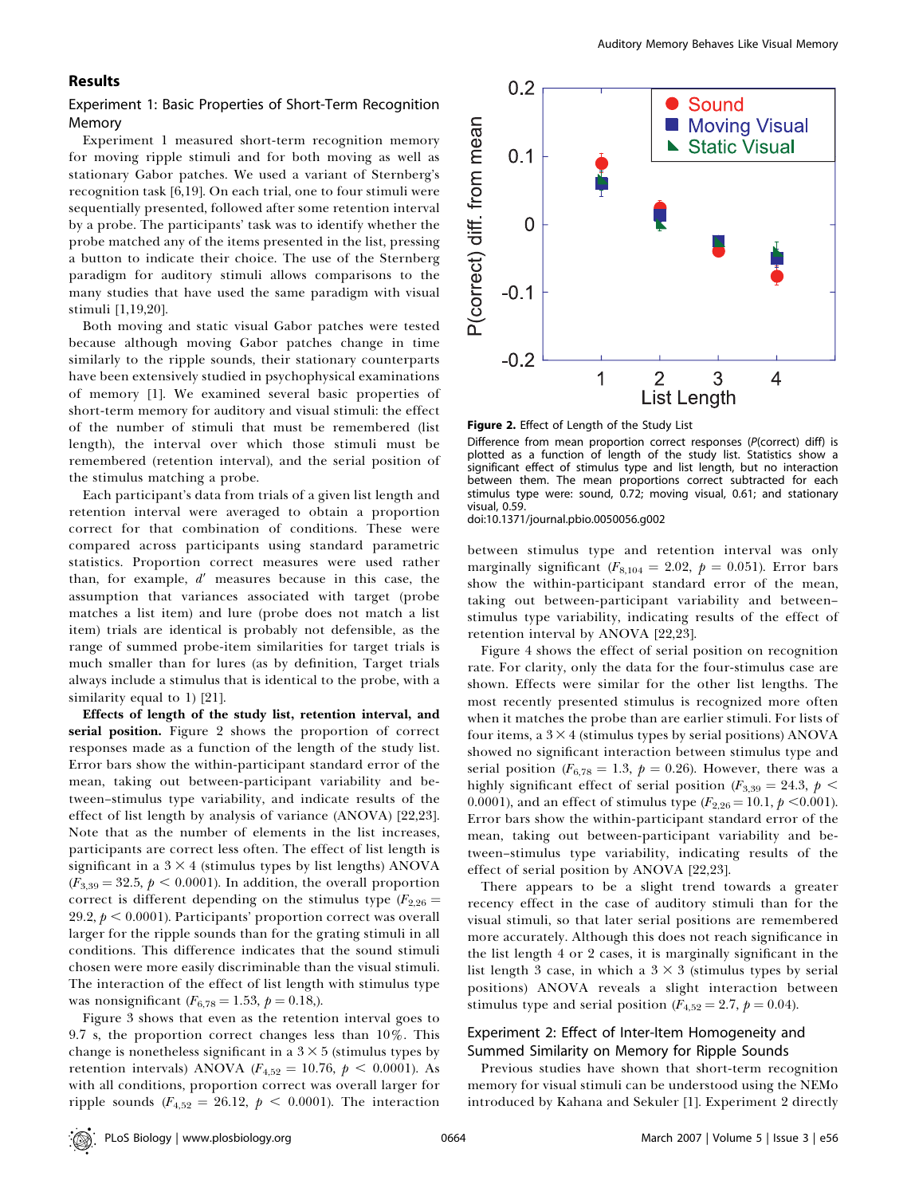## Results

### Experiment 1: Basic Properties of Short-Term Recognition Memory

Experiment 1 measured short-term recognition memory for moving ripple stimuli and for both moving as well as stationary Gabor patches. We used a variant of Sternberg's recognition task [6,19]. On each trial, one to four stimuli were sequentially presented, followed after some retention interval by a probe. The participants' task was to identify whether the probe matched any of the items presented in the list, pressing a button to indicate their choice. The use of the Sternberg paradigm for auditory stimuli allows comparisons to the many studies that have used the same paradigm with visual stimuli [1,19,20].

Both moving and static visual Gabor patches were tested because although moving Gabor patches change in time similarly to the ripple sounds, their stationary counterparts have been extensively studied in psychophysical examinations of memory [1]. We examined several basic properties of short-term memory for auditory and visual stimuli: the effect of the number of stimuli that must be remembered (list length), the interval over which those stimuli must be remembered (retention interval), and the serial position of the stimulus matching a probe.

Each participant's data from trials of a given list length and retention interval were averaged to obtain a proportion correct for that combination of conditions. These were compared across participants using standard parametric statistics. Proportion correct measures were used rather than, for example, $d'$ measures because in this case, the assumption that variances associated with target (probe matches a list item) and lure (probe does not match a list item) trials are identical is probably not defensible, as the range of summed probe-item similarities for target trials is much smaller than for lures (as by definition, Target trials always include a stimulus that is identical to the probe, with a similarity equal to 1) [21].

**Effects of length of the study list, retention interval, and serial position.** Figure 2 shows the proportion of correct responses made as a function of the length of the study list. Error bars show the within-participant standard error of the mean, taking out between-participant variability and between–stimulus type variability, and indicate results of the effect of list length by analysis of variance (ANOVA) [22,23]. Note that as the number of elements in the list increases, participants are correct less often. The effect of list length is significant in a $3 \times 4$ (stimulus types by list lengths) ANOVA ($F_{3,39} = 32.5$, $p < 0.0001$). In addition, the overall proportion correct is different depending on the stimulus type ($F_{2,26} = 29.2$, $p < 0.0001$). Participants' proportion correct was overall larger for the ripple sounds than for the grating stimuli in all conditions. This difference indicates that the sound stimuli chosen were more easily discriminable than the visual stimuli. The interaction of the effect of list length with stimulus type was nonsignificant ($F_{6,78} = 1.53$, $p = 0.18$,).

Figure 3 shows that even as the retention interval goes to 9.7 s, the proportion correct changes less than 10%. This change is nonetheless significant in a $3 \times 5$ (stimulus types by retention intervals) ANOVA ($F_{4,52} = 10.76$, $p < 0.0001$). As with all conditions, proportion correct was overall larger for ripple sounds ($F_{4,52} = 26.12$, $p < 0.0001$). The interaction between stimulus type and retention interval was only marginally significant ($F_{8,104} = 2.02$, $p = 0.051$). Error bars show the within-participant standard error of the mean, taking out between-participant variability and between–stimulus type variability, indicating results of the effect of retention interval by ANOVA [22,23].

**Figure 2.** Effect of Length of the Study List

Difference from mean proportion correct responses ($P$(correct) diff) is plotted as a function of length of the study list. Statistics show a significant effect of stimulus type and list length, but no interaction between them. The mean proportions correct subtracted for each stimulus type were: sound, 0.72; moving visual, 0.61; and stationary visual, 0.59.

doi:10.1371/journal.pbio.0050056.g002

Figure 4 shows the effect of serial position on recognition rate. For clarity, only the data for the four-stimulus case are shown. Effects were similar for the other list lengths. The most recently presented stimulus is recognized more often when it matches the probe than are earlier stimuli. For lists of four items, a $3 \times 4$ (stimulus types by serial positions) ANOVA showed no significant interaction between stimulus type and serial position ($F_{6,78} = 1.3$, $p = 0.26$). However, there was a highly significant effect of serial position ($F_{3,39} = 24.3$, $p < 0.0001$), and an effect of stimulus type ($F_{2,26} = 10.1$, $p < 0.001$). Error bars show the within-participant standard error of the mean, taking out between-participant variability and between–stimulus type variability, indicating results of the effect of serial position by ANOVA [22,23].

There appears to be a slight trend towards a greater recency effect in the case of auditory stimuli than for the visual stimuli, so that later serial positions are remembered more accurately. Although this does not reach significance in the list length 4 or 2 cases, it is marginally significant in the list length 3 case, in which a $3 \times 3$ (stimulus types by serial positions) ANOVA reveals a slight interaction between stimulus type and serial position ($F_{4,52} = 2.7$, $p = 0.04$).

### Experiment 2: Effect of Inter-Item Homogeneity and Summed Similarity on Memory for Ripple Sounds

Previous studies have shown that short-term recognition memory for visual stimuli can be understood using the NEMo introduced by Kahana and Sekuler [1]. Experiment 2 directly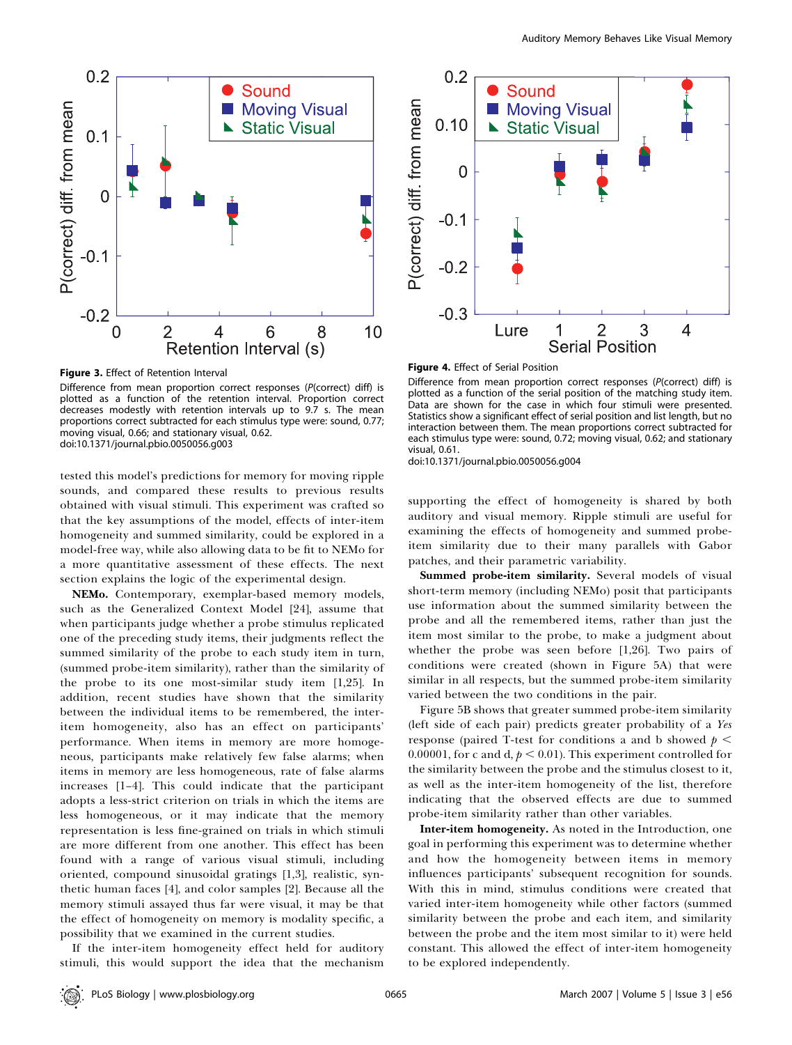**Figure 3.** Effect of Retention Interval

Difference from mean proportion correct responses (*P*(correct) diff) is plotted as a function of the retention interval. Proportion correct decreases modestly with retention intervals up to 9.7 s. The mean proportions correct subtracted for each stimulus type were: sound, 0.77; moving visual, 0.66; and stationary visual, 0.62.

doi:10.1371/journal.pbio.0050056.g003

**Figure 4.** Effect of Serial Position

Difference from mean proportion correct responses (*P*(correct) diff) is plotted as a function of the serial position of the matching study item. Data are shown for the case in which four stimuli were presented. Statistics show a significant effect of serial position and list length, but no interaction between them. The mean proportions correct subtracted for each stimulus type were: sound, 0.72; moving visual, 0.62; and stationary visual, 0.61.

doi:10.1371/journal.pbio.0050056.g004

tested this model's predictions for memory for moving ripple sounds, and compared these results to previous results obtained with visual stimuli. This experiment was crafted so that the key assumptions of the model, effects of inter-item homogeneity and summed similarity, could be explored in a model-free way, while also allowing data to be fit to NEMo for a more quantitative assessment of these effects. The next section explains the logic of the experimental design.

**NEMo.** Contemporary, exemplar-based memory models, such as the Generalized Context Model [24], assume that when participants judge whether a probe stimulus replicated one of the preceding study items, their judgments reflect the summed similarity of the probe to each study item in turn, (summed probe-item similarity), rather than the similarity of the probe to its one most-similar study item [1,25]. In addition, recent studies have shown that the similarity between the individual items to be remembered, the inter-item homogeneity, also has an effect on participants' performance. When items in memory are more homogeneous, participants make relatively few false alarms; when items in memory are less homogeneous, rate of false alarms increases [1–4]. This could indicate that the participant adopts a less-strict criterion on trials in which the items are less homogeneous, or it may indicate that the memory representation is less fine-grained on trials in which stimuli are more different from one another. This effect has been found with a range of various visual stimuli, including oriented, compound sinusoidal gratings [1,3], realistic, synthetic human faces [4], and color samples [2]. Because all the memory stimuli assayed thus far were visual, it may be that the effect of homogeneity on memory is modality specific, a possibility that we examined in the current studies.

If the inter-item homogeneity effect held for auditory stimuli, this would support the idea that the mechanism supporting the effect of homogeneity is shared by both auditory and visual memory. Ripple stimuli are useful for examining the effects of homogeneity and summed probe-item similarity due to their many parallels with Gabor patches, and their parametric variability.

**Summed probe-item similarity.** Several models of visual short-term memory (including NEMo) posit that participants use information about the summed similarity between the probe and all the remembered items, rather than just the item most similar to the probe, to make a judgment about whether the probe was seen before [1,26]. Two pairs of conditions were created (shown in Figure 5A) that were similar in all respects, but the summed probe-item similarity varied between the two conditions in the pair.

Figure 5B shows that greater summed probe-item similarity (left side of each pair) predicts greater probability of a *Yes* response (paired T-test for conditions a and b showed $p < 0.00001$, for c and d, $p < 0.01$). This experiment controlled for the similarity between the probe and the stimulus closest to it, as well as the inter-item homogeneity of the list, therefore indicating that the observed effects are due to summed probe-item similarity rather than other variables.

**Inter-item homogeneity.** As noted in the Introduction, one goal in performing this experiment was to determine whether and how the homogeneity between items in memory influences participants' subsequent recognition for sounds. With this in mind, stimulus conditions were created that varied inter-item homogeneity while other factors (summed similarity between the probe and each item, and similarity between the probe and the item most similar to it) were held constant. This allowed the effect of inter-item homogeneity to be explored independently.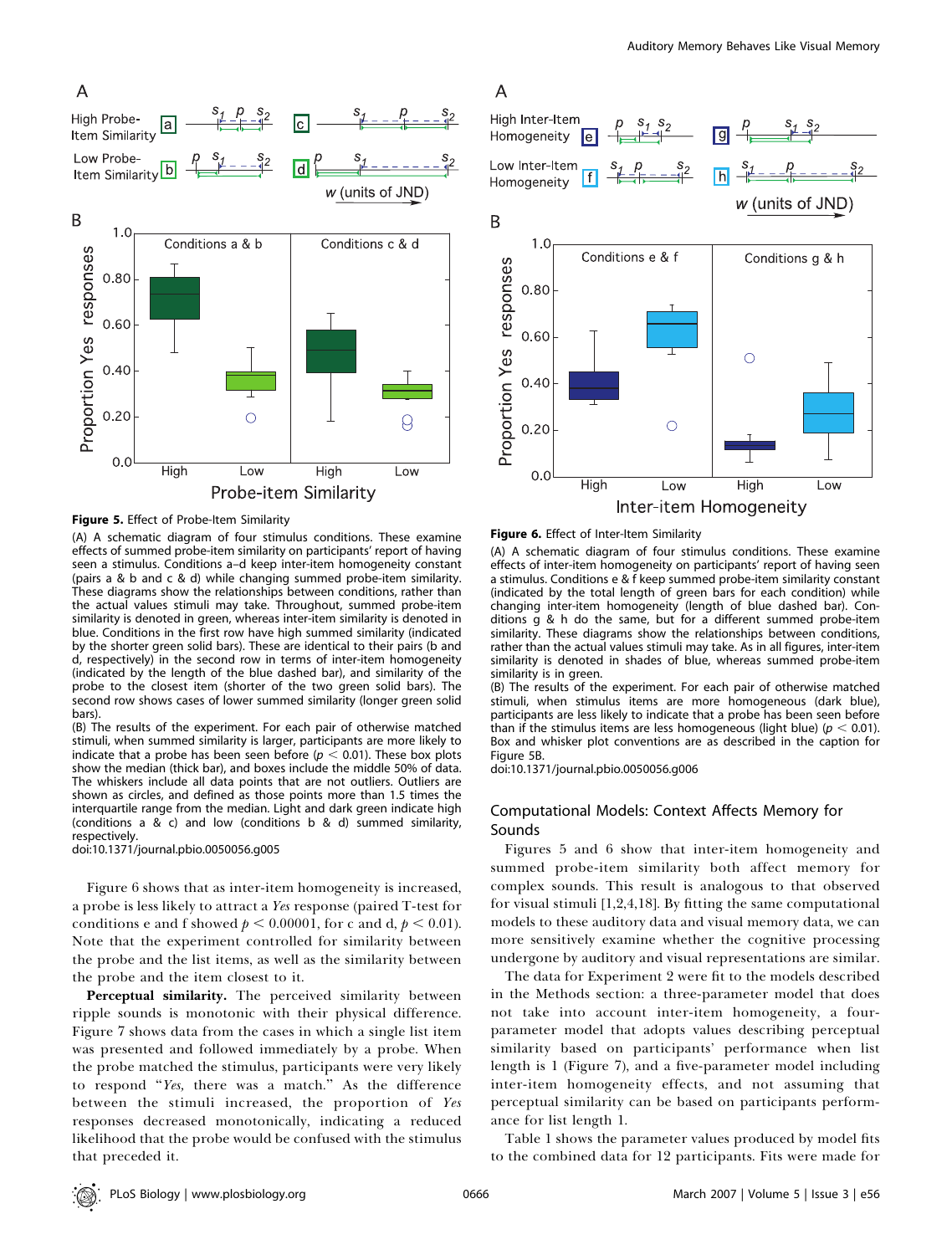**Figure 5.** Effect of Probe-Item Similarity

(A) A schematic diagram of four stimulus conditions. These examine effects of summed probe-item similarity on participants' report of having seen a stimulus. Conditions a–d keep inter-item homogeneity constant (pairs a & b and c & d) while changing summed probe-item similarity. These diagrams show the relationships between conditions, rather than the actual values stimuli may take. Throughout, summed probe-item similarity is denoted in green, whereas inter-item similarity is denoted in blue. Conditions in the first row have high summed similarity (indicated by the shorter green solid bars). These are identical to their pairs (b and d, respectively) in the second row in terms of inter-item homogeneity (indicated by the length of the blue dashed bar), and similarity of the probe to the closest item (shorter of the two green solid bars). The second row shows cases of lower summed similarity (longer green solid bars).

(B) The results of the experiment. For each pair of otherwise matched stimuli, when summed similarity is larger, participants are more likely to indicate that a probe has been seen before ($p < 0.01$). These box plots show the median (thick bar), and boxes include the middle 50% of data. The whiskers include all data points that are not outliers. Outliers are shown as circles, and defined as those points more than 1.5 times the interquartile range from the median. Light and dark green indicate high (conditions a & c) and low (conditions b & d) summed similarity, respectively.

doi:10.1371/journal.pbio.0050056.g005

**Figure 6.** Effect of Inter-Item Similarity

(A) A schematic diagram of four stimulus conditions. These examine effects of inter-item homogeneity on participants' report of having seen a stimulus. Conditions e & f keep summed probe-item similarity constant (indicated by the total length of green bars for each condition) while changing inter-item homogeneity (length of blue dashed bar). Conditions g & h do the same, but for a different summed probe-item similarity. These diagrams show the relationships between conditions, rather than the actual values stimuli may take. As in all figures, inter-item similarity is denoted in shades of blue, whereas summed probe-item similarity is in green.

(B) The results of the experiment. For each pair of otherwise matched stimuli, when stimulus items are more homogeneous (dark blue), participants are less likely to indicate that a probe has been seen before than if the stimulus items are less homogeneous (light blue) ($p < 0.01$). Box and whisker plot conventions are as described in the caption for Figure 5B.

doi:10.1371/journal.pbio.0050056.g006

Figure 6 shows that as inter-item homogeneity is increased, a probe is less likely to attract a *Yes* response (paired T-test for conditions e and f showed $p < 0.00001$, for c and d, $p < 0.01$). Note that the experiment controlled for similarity between the probe and the list items, as well as the similarity between the probe and the item closest to it.

**Perceptual similarity.** The perceived similarity between ripple sounds is monotonic with their physical difference. Figure 7 shows data from the cases in which a single list item was presented and followed immediately by a probe. When the probe matched the stimulus, participants were very likely to respond "*Yes*, there was a match." As the difference between the stimuli increased, the proportion of *Yes* responses decreased monotonically, indicating a reduced likelihood that the probe would be confused with the stimulus that preceded it.

## Computational Models: Context Affects Memory for Sounds

Figures 5 and 6 show that inter-item homogeneity and summed probe-item similarity both affect memory for complex sounds. This result is analogous to that observed for visual stimuli [1,2,4,18]. By fitting the same computational models to these auditory data and visual memory data, we can more sensitively examine whether the cognitive processing undergone by auditory and visual representations are similar.

The data for Experiment 2 were fit to the models described in the Methods section: a three-parameter model that does not take into account inter-item homogeneity, a four-parameter model that adopts values describing perceptual similarity based on participants' performance when list length is 1 (Figure 7), and a five-parameter model including inter-item homogeneity effects, and not assuming that perceptual similarity can be based on participants performance for list length 1.

Table 1 shows the parameter values produced by model fits to the combined data for 12 participants. Fits were made for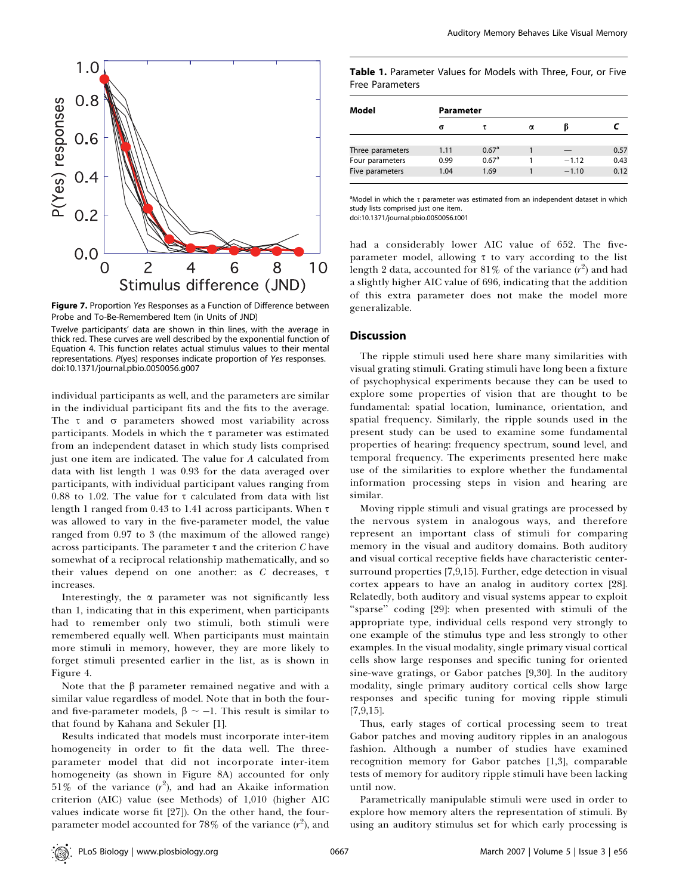**Figure 7.** Proportion *Yes* Responses as a Function of Difference between Probe and To-Be-Remembered Item (in Units of JND)

Twelve participants' data are shown in thin lines, with the average in thick red. These curves are well described by the exponential function of Equation 4. This function relates actual stimulus values to their mental representations. *P*(yes) responses indicate proportion of *Yes* responses.

doi:10.1371/journal.pbio.0050056.g007

individual participants as well, and the parameters are similar in the individual participant fits and the fits to the average. The $\tau$ and $\sigma$ parameters showed most variability across participants. Models in which the $\tau$ parameter was estimated from an independent dataset in which study lists comprised just one item are indicated. The value for *A* calculated from data with list length 1 was 0.93 for the data averaged over participants, with individual participant values ranging from 0.88 to 1.02. The value for $\tau$ calculated from data with list length 1 ranged from 0.43 to 1.41 across participants. When $\tau$ was allowed to vary in the five-parameter model, the value ranged from 0.97 to 3 (the maximum of the allowed range) across participants. The parameter $\tau$ and the criterion *C* have somewhat of a reciprocal relationship mathematically, and so their values depend on one another: as *C* decreases, $\tau$ increases.

Interestingly, the $\alpha$ parameter was not significantly less than 1, indicating that in this experiment, when participants had to remember only two stimuli, both stimuli were remembered equally well. When participants must maintain more stimuli in memory, however, they are more likely to forget stimuli presented earlier in the list, as is shown in Figure 4.

Note that the $\beta$ parameter remained negative and with a similar value regardless of model. Note that in both the four- and five-parameter models, $\beta \sim -1$. This result is similar to that found by Kahana and Sekuler [1].

Results indicated that models must incorporate inter-item homogeneity in order to fit the data well. The three-parameter model that did not incorporate inter-item homogeneity (as shown in Figure 8A) accounted for only 51% of the variance ($r^2$), and had an Akaike information criterion (AIC) value (see Methods) of 1,010 (higher AIC values indicate worse fit [27]). On the other hand, the four-parameter model accounted for 78% of the variance ($r^2$), and

**Table 1.** Parameter Values for Models with Three, Four, or Five Free Parameters

| Model | Parameter | | | | |
|---|---|---|---|---|---|
| | $\sigma$ | $\tau$ | $\alpha$ | $\beta$ | *C* |
| Three parameters | 1.11 | 0.67[a] | 1 | — | 0.57 |
| Four parameters | 0.99 | 0.67[a] | 1 | −1.12 | 0.43 |
| Five parameters | 1.04 | 1.69 | 1 | −1.10 | 0.12 |

[a]Model in which the $\tau$ parameter was estimated from an independent dataset in which study lists comprised just one item.

doi:10.1371/journal.pbio.0050056.t001

had a considerably lower AIC value of 652. The five-parameter model, allowing $\tau$ to vary according to the list length 2 data, accounted for 81% of the variance ($r^2$) and had a slightly higher AIC value of 696, indicating that the addition of this extra parameter does not make the model more generalizable.

## Discussion

The ripple stimuli used here share many similarities with visual grating stimuli. Grating stimuli have long been a fixture of psychophysical experiments because they can be used to explore some properties of vision that are thought to be fundamental: spatial location, luminance, orientation, and spatial frequency. Similarly, the ripple sounds used in the present study can be used to examine some fundamental properties of hearing: frequency spectrum, sound level, and temporal frequency. The experiments presented here make use of the similarities to explore whether the fundamental information processing steps in vision and hearing are similar.

Moving ripple stimuli and visual gratings are processed by the nervous system in analogous ways, and therefore represent an important class of stimuli for comparing memory in the visual and auditory domains. Both auditory and visual cortical receptive fields have characteristic center-surround properties [7,9,15]. Further, edge detection in visual cortex appears to have an analog in auditory cortex [28]. Relatedly, both auditory and visual systems appear to exploit "sparse" coding [29]: when presented with stimuli of the appropriate type, individual cells respond very strongly to one example of the stimulus type and less strongly to other examples. In the visual modality, single primary visual cortical cells show large responses and specific tuning for oriented sine-wave gratings, or Gabor patches [9,30]. In the auditory modality, single primary auditory cortical cells show large responses and specific tuning for moving ripple stimuli [7,9,15].

Thus, early stages of cortical processing seem to treat Gabor patches and moving auditory ripples in an analogous fashion. Although a number of studies have examined recognition memory for Gabor patches [1,3], comparable tests of memory for auditory ripple stimuli have been lacking until now.

Parametrically manipulable stimuli were used in order to explore how memory alters the representation of stimuli. By using an auditory stimulus set for which early processing is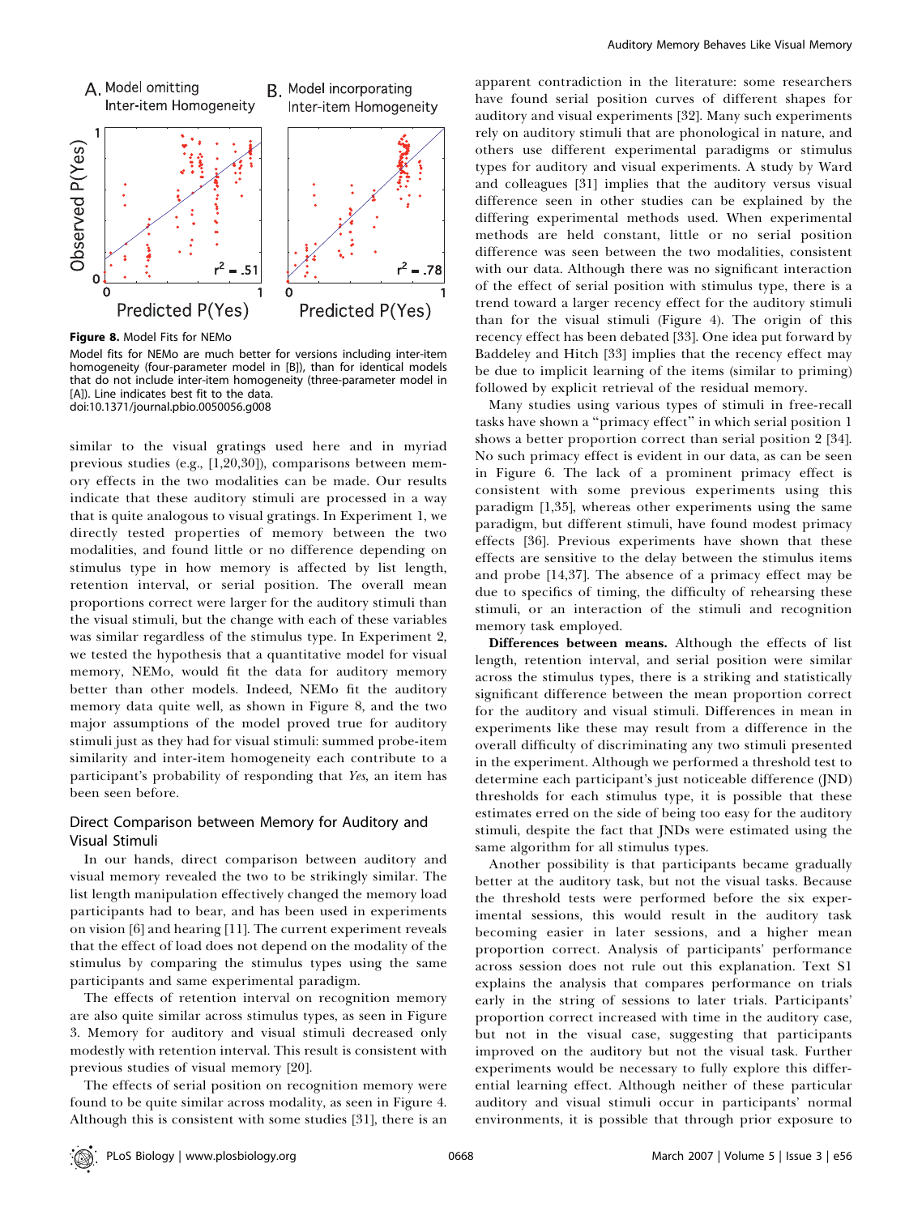**Figure 8.** Model Fits for NEMo

Model fits for NEMo are much better for versions including inter-item homogeneity (four-parameter model in [B]), than for identical models that do not include inter-item homogeneity (three-parameter model in [A]). Line indicates best fit to the data.

doi:10.1371/journal.pbio.0050056.g008

similar to the visual gratings used here and in myriad previous studies (e.g., [1,20,30]), comparisons between memory effects in the two modalities can be made. Our results indicate that these auditory stimuli are processed in a way that is quite analogous to visual gratings. In Experiment 1, we directly tested properties of memory between the two modalities, and found little or no difference depending on stimulus type in how memory is affected by list length, retention interval, or serial position. The overall mean proportions correct were larger for the auditory stimuli than the visual stimuli, but the change with each of these variables was similar regardless of the stimulus type. In Experiment 2, we tested the hypothesis that a quantitative model for visual memory, NEMo, would fit the data for auditory memory better than other models. Indeed, NEMo fit the auditory memory data quite well, as shown in Figure 8, and the two major assumptions of the model proved true for auditory stimuli just as they had for visual stimuli: summed probe-item similarity and inter-item homogeneity each contribute to a participant's probability of responding that *Yes,* an item has been seen before.

## Direct Comparison between Memory for Auditory and Visual Stimuli

In our hands, direct comparison between auditory and visual memory revealed the two to be strikingly similar. The list length manipulation effectively changed the memory load participants had to bear, and has been used in experiments on vision [6] and hearing [11]. The current experiment reveals that the effect of load does not depend on the modality of the stimulus by comparing the stimulus types using the same participants and same experimental paradigm.

The effects of retention interval on recognition memory are also quite similar across stimulus types, as seen in Figure 3. Memory for auditory and visual stimuli decreased only modestly with retention interval. This result is consistent with previous studies of visual memory [20].

The effects of serial position on recognition memory were found to be quite similar across modality, as seen in Figure 4. Although this is consistent with some studies [31], there is an apparent contradiction in the literature: some researchers have found serial position curves of different shapes for auditory and visual experiments [32]. Many such experiments rely on auditory stimuli that are phonological in nature, and others use different experimental paradigms or stimulus types for auditory and visual experiments. A study by Ward and colleagues [31] implies that the auditory versus visual difference seen in other studies can be explained by the differing experimental methods used. When experimental methods are held constant, little or no serial position difference was seen between the two modalities, consistent with our data. Although there was no significant interaction of the effect of serial position with stimulus type, there is a trend toward a larger recency effect for the auditory stimuli than for the visual stimuli (Figure 4). The origin of this recency effect has been debated [33]. One idea put forward by Baddeley and Hitch [33] implies that the recency effect may be due to implicit learning of the items (similar to priming) followed by explicit retrieval of the residual memory.

Many studies using various types of stimuli in free-recall tasks have shown a "primacy effect" in which serial position 1 shows a better proportion correct than serial position 2 [34]. No such primacy effect is evident in our data, as can be seen in Figure 6. The lack of a prominent primacy effect is consistent with some previous experiments using this paradigm [1,35], whereas other experiments using the same paradigm, but different stimuli, have found modest primacy effects [36]. Previous experiments have shown that these effects are sensitive to the delay between the stimulus items and probe [14,37]. The absence of a primacy effect may be due to specifics of timing, the difficulty of rehearsing these stimuli, or an interaction of the stimuli and recognition memory task employed.

**Differences between means.** Although the effects of list length, retention interval, and serial position were similar across the stimulus types, there is a striking and statistically significant difference between the mean proportion correct for the auditory and visual stimuli. Differences in mean in experiments like these may result from a difference in the overall difficulty of discriminating any two stimuli presented in the experiment. Although we performed a threshold test to determine each participant's just noticeable difference (JND) thresholds for each stimulus type, it is possible that these estimates erred on the side of being too easy for the auditory stimuli, despite the fact that JNDs were estimated using the same algorithm for all stimulus types.

Another possibility is that participants became gradually better at the auditory task, but not the visual tasks. Because the threshold tests were performed before the six experimental sessions, this would result in the auditory task becoming easier in later sessions, and a higher mean proportion correct. Analysis of participants' performance across session does not rule out this explanation. Text S1 explains the analysis that compares performance on trials early in the string of sessions to later trials. Participants' proportion correct increased with time in the auditory case, but not in the visual case, suggesting that participants improved on the auditory but not the visual task. Further experiments would be necessary to fully explore this differential learning effect. Although neither of these particular auditory and visual stimuli occur in participants' normal environments, it is possible that through prior exposure to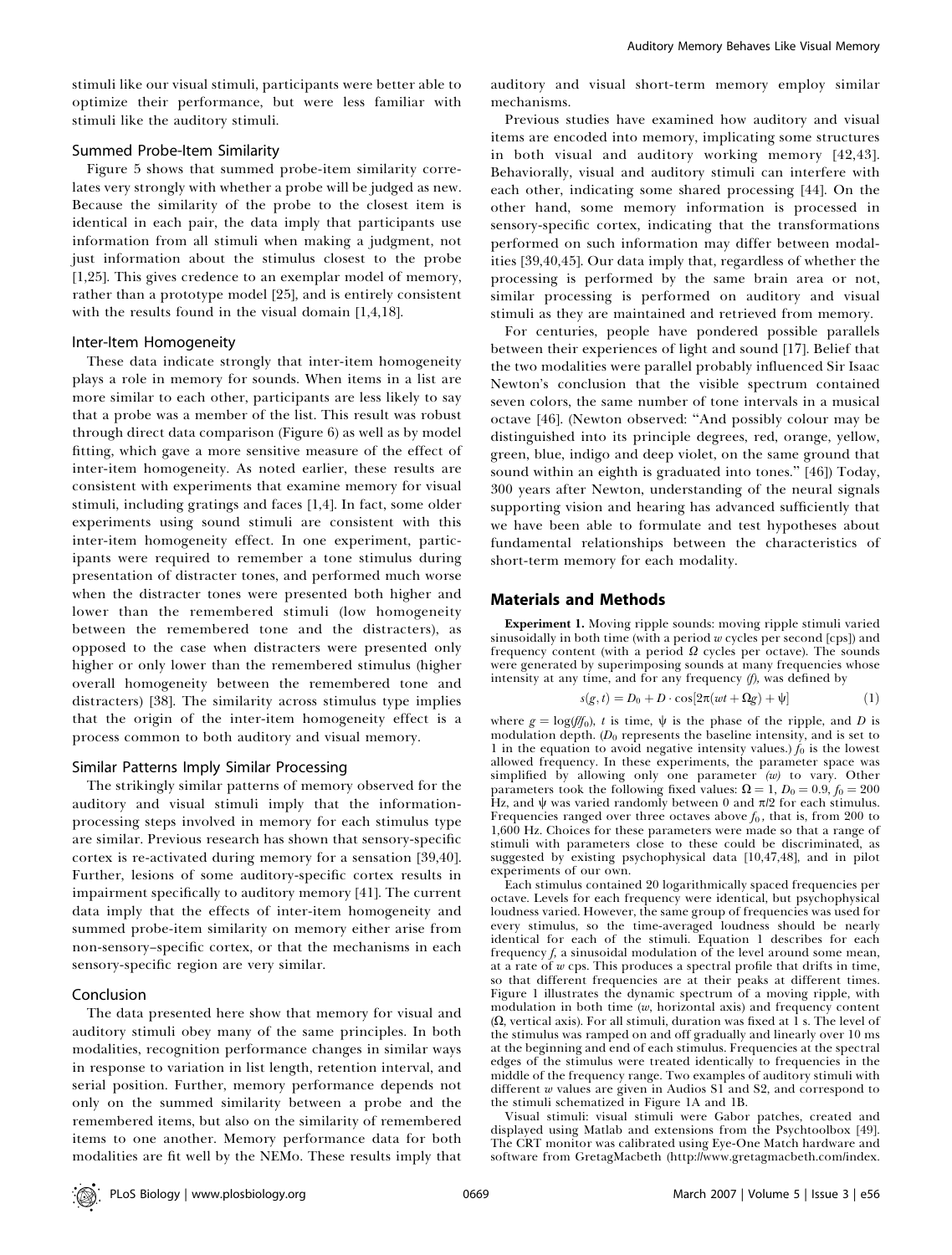stimuli like our visual stimuli, participants were better able to optimize their performance, but were less familiar with stimuli like the auditory stimuli.

### Summed Probe-Item Similarity

Figure 5 shows that summed probe-item similarity correlates very strongly with whether a probe will be judged as new. Because the similarity of the probe to the closest item is identical in each pair, the data imply that participants use information from all stimuli when making a judgment, not just information about the stimulus closest to the probe [1,25]. This gives credence to an exemplar model of memory, rather than a prototype model [25], and is entirely consistent with the results found in the visual domain [1,4,18].

### Inter-Item Homogeneity

These data indicate strongly that inter-item homogeneity plays a role in memory for sounds. When items in a list are more similar to each other, participants are less likely to say that a probe was a member of the list. This result was robust through direct data comparison (Figure 6) as well as by model fitting, which gave a more sensitive measure of the effect of inter-item homogeneity. As noted earlier, these results are consistent with experiments that examine memory for visual stimuli, including gratings and faces [1,4]. In fact, some older experiments using sound stimuli are consistent with this inter-item homogeneity effect. In one experiment, participants were required to remember a tone stimulus during presentation of distracter tones, and performed much worse when the distracter tones were presented both higher and lower than the remembered stimuli (low homogeneity between the remembered tone and the distracters), as opposed to the case when distracters were presented only higher or only lower than the remembered stimulus (higher overall homogeneity between the remembered tone and distracters) [38]. The similarity across stimulus type implies that the origin of the inter-item homogeneity effect is a process common to both auditory and visual memory.

### Similar Patterns Imply Similar Processing

The strikingly similar patterns of memory observed for the auditory and visual stimuli imply that the information-processing steps involved in memory for each stimulus type are similar. Previous research has shown that sensory-specific cortex is re-activated during memory for a sensation [39,40]. Further, lesions of some auditory-specific cortex results in impairment specifically to auditory memory [41]. The current data imply that the effects of inter-item homogeneity and summed probe-item similarity on memory either arise from non-sensory–specific cortex, or that the mechanisms in each sensory-specific region are very similar.

### Conclusion

The data presented here show that memory for visual and auditory stimuli obey many of the same principles. In both modalities, recognition performance changes in similar ways in response to variation in list length, retention interval, and serial position. Further, memory performance depends not only on the summed similarity between a probe and the remembered items, but also on the similarity of remembered items to one another. Memory performance data for both modalities are fit well by the NEMo. These results imply that auditory and visual short-term memory employ similar mechanisms.

Previous studies have examined how auditory and visual items are encoded into memory, implicating some structures in both visual and auditory working memory [42,43]. Behaviorally, visual and auditory stimuli can interfere with each other, indicating some shared processing [44]. On the other hand, some memory information is processed in sensory-specific cortex, indicating that the transformations performed on such information may differ between modalities [39,40,45]. Our data imply that, regardless of whether the processing is performed by the same brain area or not, similar processing is performed on auditory and visual stimuli as they are maintained and retrieved from memory.

For centuries, people have pondered possible parallels between their experiences of light and sound [17]. Belief that the two modalities were parallel probably influenced Sir Isaac Newton's conclusion that the visible spectrum contained seven colors, the same number of tone intervals in a musical octave [46]. (Newton observed: "And possibly colour may be distinguished into its principle degrees, red, orange, yellow, green, blue, indigo and deep violet, on the same ground that sound within an eighth is graduated into tones." [46]) Today, 300 years after Newton, understanding of the neural signals supporting vision and hearing has advanced sufficiently that we have been able to formulate and test hypotheses about fundamental relationships between the characteristics of short-term memory for each modality.

## Materials and Methods

**Experiment 1.** Moving ripple sounds: moving ripple stimuli varied sinusoidally in both time (with a period $w$ cycles per second [cps]) and frequency content (with a period $\Omega$ cycles per octave). The sounds were generated by superimposing sounds at many frequencies whose intensity at any time, and for any frequency ($f$), was defined by

$$s(g, t) = D_0 + D \cdot \cos[2\pi(wt + \Omega g) + \psi] \tag{1}$$

where $g = \log(f/f_0)$, $t$ is time, $\psi$ is the phase of the ripple, and $D$ is modulation depth. ($D_0$ represents the baseline intensity, and is set to 1 in the equation to avoid negative intensity values.) $f_0$ is the lowest allowed frequency. In these experiments, the parameter space was simplified by allowing only one parameter ($w$) to vary. Other parameters took the following fixed values: $\Omega = 1$, $D_0 = 0.9$, $f_0 = 200$ Hz, and $\psi$ was varied randomly between 0 and $\pi/2$ for each stimulus. Frequencies ranged over three octaves above $f_0$, that is, from 200 to 1,600 Hz. Choices for these parameters were made so that a range of stimuli with parameters close to these could be discriminated, as suggested by existing psychophysical data [10,47,48], and in pilot experiments of our own.

Each stimulus contained 20 logarithmically spaced frequencies per octave. Levels for each frequency were identical, but psychophysical loudness varied. However, the same group of frequencies was used for every stimulus, so the time-averaged loudness should be nearly identical for each of the stimuli. Equation 1 describes for each frequency $f$, a sinusoidal modulation of the level around some mean, at a rate of $w$ cps. This produces a spectral profile that drifts in time, so that different frequencies are at their peaks at different times. Figure 1 illustrates the dynamic spectrum of a moving ripple, with modulation in both time ($w$, horizontal axis) and frequency content ($\Omega$, vertical axis). For all stimuli, duration was fixed at 1 s. The level of the stimulus was ramped on and off gradually and linearly over 10 ms at the beginning and end of each stimulus. Frequencies at the spectral edges of the stimulus were treated identically to frequencies in the middle of the frequency range. Two examples of auditory stimuli with different $w$ values are given in Audios S1 and S2, and correspond to the stimuli schematized in Figure 1A and 1B.

Visual stimuli: visual stimuli were Gabor patches, created and displayed using Matlab and extensions from the Psychtoolbox [49]. The CRT monitor was calibrated using Eye-One Match hardware and software from GretagMacbeth (http://www.gretagmacbeth.com/index.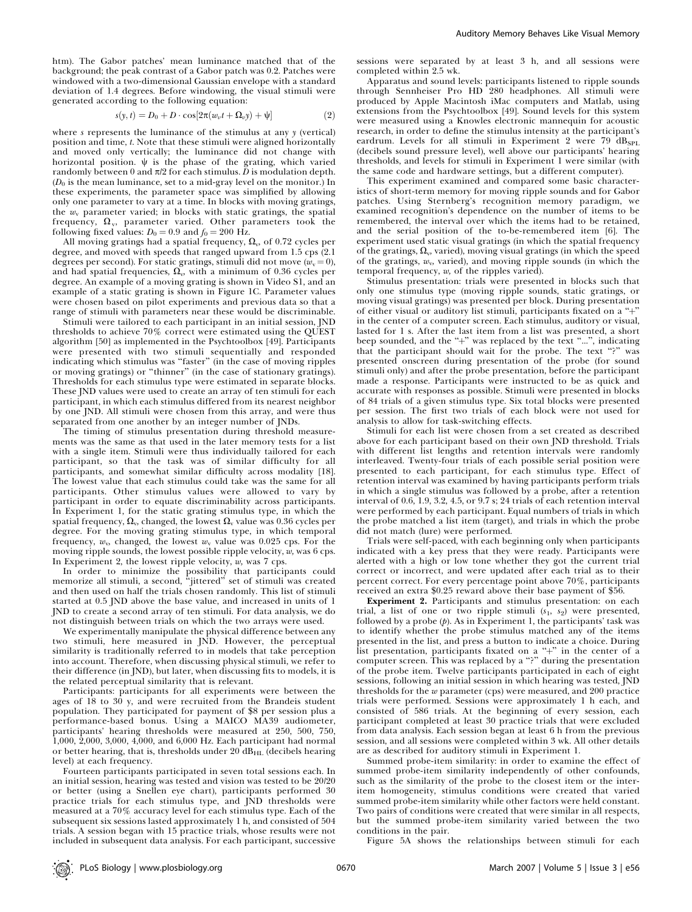htm). The Gabor patches' mean luminance matched that of the background; the peak contrast of a Gabor patch was 0.2. Patches were windowed with a two-dimensional Gaussian envelope with a standard deviation of 1.4 degrees. Before windowing, the visual stimuli were generated according to the following equation:

$$s(y, t) = D_0 + D \cdot \cos[2\pi(w_v t + \Omega_v y) + \psi] \tag{2}$$

where $s$ represents the luminance of the stimulus at any $y$ (vertical) position and time, $t$. Note that these stimuli were aligned horizontally and moved only vertically; the luminance did not change with horizontal position. $\psi$ is the phase of the grating, which varied randomly between 0 and $\pi/2$ for each stimulus. $D$ is modulation depth. ($D_0$ is the mean luminance, set to a mid-gray level on the monitor.) In these experiments, the parameter space was simplified by allowing only one parameter to vary at a time. In blocks with moving gratings, the $w_v$ parameter varied; in blocks with static gratings, the spatial frequency, $\Omega_v$, parameter varied. Other parameters took the following fixed values: $D_0 = 0.9$ and $f_0 = 200$ Hz.

All moving gratings had a spatial frequency, $\Omega_v$, of 0.72 cycles per degree, and moved with speeds that ranged upward from 1.5 cps (2.1 degrees per second). For static gratings, stimuli did not move ($w_v = 0$), and had spatial frequencies, $\Omega_v$, with a minimum of 0.36 cycles per degree. An example of a moving grating is shown in Video S1, and an example of a static grating is shown in Figure 1C. Parameter values were chosen based on pilot experiments and previous data so that a range of stimuli with parameters near these would be discriminable.

Stimuli were tailored to each participant in an initial session, JND thresholds to achieve 70% correct were estimated using the QUEST algorithm [50] as implemented in the Psychtoolbox [49]. Participants were presented with two stimuli sequentially and responded indicating which stimulus was "faster" (in the case of moving ripples or moving gratings) or "thinner" (in the case of stationary gratings). Thresholds for each stimulus type were estimated in separate blocks. These JND values were used to create an array of ten stimuli for each participant, in which each stimulus differed from its nearest neighbor by one JND. All stimuli were chosen from this array, and were thus separated from one another by an integer number of JNDs.

The timing of stimulus presentation during threshold measurements was the same as that used in the later memory tests for a list with a single item. Stimuli were thus individually tailored for each participant, so that the task was of similar difficulty for all participants, and somewhat similar difficulty across modality [18]. The lowest value that each stimulus could take was the same for all participants. Other stimulus values were allowed to vary by participant in order to equate discriminability across participants. In Experiment 1, for the static grating stimulus type, in which the spatial frequency, $\Omega_v$, changed, the lowest $\Omega_v$ value was 0.36 cycles per degree. For the moving grating stimulus type, in which temporal frequency, $w_v$, changed, the lowest $w_v$ value was 0.025 cps. For the moving ripple sounds, the lowest possible ripple velocity, $w$, was 6 cps. In Experiment 2, the lowest ripple velocity, $w$, was 7 cps.

In order to minimize the possibility that participants could memorize all stimuli, a second, "jittered" set of stimuli was created and then used on half the trials chosen randomly. This list of stimuli started at 0.5 JND above the base value, and increased in units of 1 JND to create a second array of ten stimuli. For data analysis, we do not distinguish between trials on which the two arrays were used.

We experimentally manipulate the physical difference between any two stimuli, here measured in JND. However, the perceptual similarity is traditionally referred to in models that take perception into account. Therefore, when discussing physical stimuli, we refer to their difference (in JND), but later, when discussing fits to models, it is the related perceptual similarity that is relevant.

Participants: participants for all experiments were between the ages of 18 to 30 y, and were recruited from the Brandeis student population. They participated for payment of $8 per session plus a performance-based bonus. Using a MAICO MA39 audiometer, participants' hearing thresholds were measured at 250, 500, 750, 1,000, 2,000, 3,000, 4,000, and 6,000 Hz. Each participant had normal or better hearing, that is, thresholds under 20 $dB_{HL}$ (decibels hearing level) at each frequency.

Fourteen participants participated in seven total sessions each. In an initial session, hearing was tested and vision was tested to be 20/20 or better (using a Snellen eye chart), participants performed 30 practice trials for each stimulus type, and JND thresholds were measured at a 70% accuracy level for each stimulus type. Each of the subsequent six sessions lasted approximately 1 h, and consisted of 504 trials. A session began with 15 practice trials, whose results were not included in subsequent data analysis. For each participant, successive sessions were separated by at least 3 h, and all sessions were completed within 2.5 wk.

Apparatus and sound levels: participants listened to ripple sounds through Sennheiser Pro HD 280 headphones. All stimuli were produced by Apple Macintosh iMac computers and Matlab, using extensions from the Psychtoolbox [49]. Sound levels for this system were measured using a Knowles electronic mannequin for acoustic research, in order to define the stimulus intensity at the participant's eardrum. Levels for all stimuli in Experiment 2 were 79 $dB_{SPL}$ (decibels sound pressure level), well above our participants' hearing thresholds, and levels for stimuli in Experiment 1 were similar (with the same code and hardware settings, but a different computer).

This experiment examined and compared some basic characteristics of short-term memory for moving ripple sounds and for Gabor patches. Using Sternberg's recognition memory paradigm, we examined recognition's dependence on the number of items to be remembered, the interval over which the items had to be retained, and the serial position of the to-be-remembered item [6]. The experiment used static visual gratings (in which the spatial frequency of the gratings, $\Omega_v$ varied), moving visual gratings (in which the speed of the gratings, $w_v$, varied), and moving ripple sounds (in which the temporal frequency, $w$, of the ripples varied).

Stimulus presentation: trials were presented in blocks such that only one stimulus type (moving ripple sounds, static gratings, or moving visual gratings) was presented per block. During presentation of either visual or auditory list stimuli, participants fixated on a "+" in the center of a computer screen. Each stimulus, auditory or visual, lasted for 1 s. After the last item from a list was presented, a short beep sounded, and the "+" was replaced by the text "...", indicating that the participant should wait for the probe. The text "?" was presented onscreen during presentation of the probe (for sound stimuli only) and after the probe presentation, before the participant made a response. Participants were instructed to be as quick and accurate with responses as possible. Stimuli were presented in blocks of 84 trials of a given stimulus type. Six total blocks were presented per session. The first two trials of each block were not used for analysis to allow for task-switching effects.

Stimuli for each list were chosen from a set created as described above for each participant based on their own JND threshold. Trials with different list lengths and retention intervals were randomly interleaved. Twenty-four trials of each possible serial position were presented to each participant, for each stimulus type. Effect of retention interval was examined by having participants perform trials in which a single stimulus was followed by a probe, after a retention interval of 0.6, 1.9, 3.2, 4.5, or 9.7 s; 24 trials of each retention interval were performed by each participant. Equal numbers of trials in which the probe matched a list item (target), and trials in which the probe did not match (lure) were performed.

Trials were self-paced, with each beginning only when participants indicated with a key press that they were ready. Participants were alerted with a high or low tone whether they got the current trial correct or incorrect, and were updated after each trial as to their percent correct. For each percentage point above 70%, participants received an extra $0.25 reward above their base payment of $56.

**Experiment 2.** Participants and stimulus presentation: on each trial, a list of one or two ripple stimuli ($s_1$, $s_2$) were presented, followed by a probe ($p$). As in Experiment 1, the participants' task was to identify whether the probe stimulus matched any of the items presented in the list, and press a button to indicate a choice. During list presentation, participants fixated on a "+" in the center of a computer screen. This was replaced by a "?" during the presentation of the probe item. Twelve participants participated in each of eight sessions, following an initial session in which hearing was tested, JND thresholds for the $w$ parameter (cps) were measured, and 200 practice trials were performed. Sessions were approximately 1 h each, and consisted of 586 trials. At the beginning of every session, each participant completed at least 30 practice trials that were excluded from data analysis. Each session began at least 6 h from the previous session, and all sessions were completed within 3 wk. All other details are as described for auditory stimuli in Experiment 1.

Summed probe-item similarity: in order to examine the effect of summed probe-item similarity independently of other confounds, such as the similarity of the probe to the closest item or the inter-item homogeneity, stimulus conditions were created that varied summed probe-item similarity while other factors were held constant. Two pairs of conditions were created that were similar in all respects, but the summed probe-item similarity varied between the two conditions in the pair.

Figure 5A shows the relationships between stimuli for each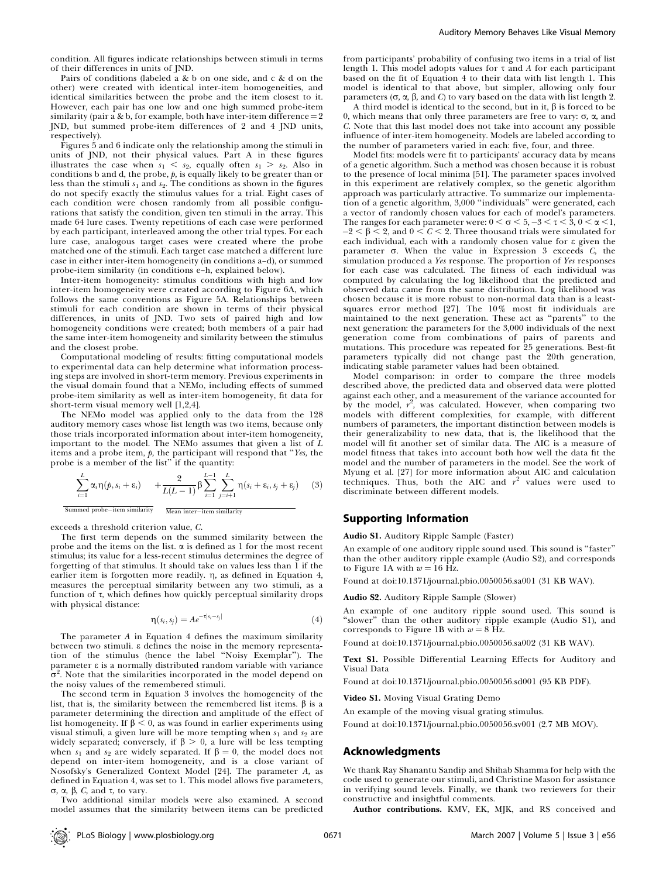condition. All figures indicate relationships between stimuli in terms of their differences in units of JND.

Pairs of conditions (labeled a & b on one side, and c & d on the other) were created with identical inter-item homogeneities, and identical similarities between the probe and the item closest to it. However, each pair has one low and one high summed probe-item similarity (pair a & b, for example, both have inter-item difference = 2 JND, but summed probe-item differences of 2 and 4 JND units, respectively).

Figures 5 and 6 indicate only the relationship among the stimuli in units of JND, not their physical values. Part A in these figures illustrates the case when $s_1 < s_2$, equally often $s_1 > s_2$. Also in conditions b and d, the probe, $p$, is equally likely to be greater than or less than the stimuli $s_1$ and $s_2$. The conditions as shown in the figures do not specify exactly the stimulus values for a trial. Eight cases of each condition were chosen randomly from all possible configurations that satisfy the condition, given ten stimuli in the array. This made 64 lure cases. Twenty repetitions of each case were performed by each participant, interleaved among the other trial types. For each lure case, analogous target cases were created where the probe matched one of the stimuli. Each target case matched a different lure case in either inter-item homogeneity (in conditions a–d), or summed probe-item similarity (in conditions e–h, explained below).

Inter-item homogeneity: stimulus conditions with high and low inter-item homogeneity were created according to Figure 6A, which follows the same conventions as Figure 5A. Relationships between stimuli for each condition are shown in terms of their physical differences, in units of JND. Two sets of paired high and low homogeneity conditions were created; both members of a pair had the same inter-item homogeneity and similarity between the stimulus and the closest probe.

Computational modeling of results: fitting computational models to experimental data can help determine what information processing steps are involved in short-term memory. Previous experiments in the visual domain found that a NEMo, including effects of summed probe-item similarity as well as inter-item homogeneity, fit data for short-term visual memory well [1,2,4].

The NEMo model was applied only to the data from the 128 auditory memory cases whose list length was two items, because only those trials incorporated information about inter-item homogeneity, important to the model. The NEMo assumes that given a list of $L$ items and a probe item, $p$, the participant will respond that "*Yes*, the probe is a member of the list" if the quantity:

$$\underbrace{\sum_{i=1}^{L} \alpha_i \eta(p, s_i + \varepsilon_i)}_{\text{Summed probe-item similarity}} + \underbrace{\frac{2}{L(L-1)} \beta \sum_{i=1}^{L-1} \sum_{j=i+1}^{L} \eta(s_i + \varepsilon_i, s_j + \varepsilon_j)}_{\text{Mean inter-item similarity}} \quad (3)$$

exceeds a threshold criterion value, $C$.

The first term depends on the summed similarity between the probe and the items on the list. $\alpha$ is defined as 1 for the most recent stimulus; its value for a less-recent stimulus determines the degree of forgetting of that stimulus. It should take on values less than 1 if the earlier item is forgotten more readily. $\eta$, as defined in Equation 4, measures the perceptual similarity between any two stimuli, as a function of $\tau$, which defines how quickly perceptual similarity drops with physical distance:

$$\eta(s_i, s_j) = Ae^{-\tau|s_i - s_j|} \quad (4)$$

The parameter $A$ in Equation 4 defines the maximum similarity between two stimuli. $\varepsilon$ defines the noise in the memory representation of the stimulus (hence the label "Noisy Exemplar"). The parameter $\varepsilon$ is a normally distributed random variable with variance $\sigma^2$. Note that the similarities incorporated in the model depend on the noisy values of the remembered stimuli.

The second term in Equation 3 involves the homogeneity of the list, that is, the similarity between the remembered list items. $\beta$ is a parameter determining the direction and amplitude of the effect of list homogeneity. If $\beta < 0$, as was found in earlier experiments using visual stimuli, a given lure will be more tempting when $s_1$ and $s_2$ are widely separated; conversely, if $\beta > 0$, a lure will be less tempting when $s_1$ and $s_2$ are widely separated. If $\beta = 0$, the model does not depend on inter-item homogeneity, and is a close variant of Nosofsky's Generalized Context Model [24]. The parameter $A$, as defined in Equation 4, was set to 1. This model allows five parameters, $\sigma$, $\alpha$, $\beta$, $C$, and $\tau$, to vary.

Two additional similar models were also examined. A second model assumes that the similarity between items can be predicted from participants' probability of confusing two items in a trial of list length 1. This model adopts values for $\tau$ and $A$ for each participant based on the fit of Equation 4 to their data with list length 1. This model is identical to that above, but simpler, allowing only four parameters ($\sigma$, $\alpha$, $\beta$, and $C$) to vary based on the data with list length 2.

A third model is identical to the second, but in it, $\beta$ is forced to be 0, which means that only three parameters are free to vary: $\sigma$, $\alpha$, and $C$. Note that this last model does not take into account any possible influence of inter-item homogeneity. Models are labeled according to the number of parameters varied in each: five, four, and three.

Model fits: models were fit to participants' accuracy data by means of a genetic algorithm. Such a method was chosen because it is robust to the presence of local minima [51]. The parameter spaces involved in this experiment are relatively complex, so the genetic algorithm approach was particularly attractive. To summarize our implementation of a genetic algorithm, 3,000 "individuals" were generated, each a vector of randomly chosen values for each of model's parameters. The ranges for each parameter were: $0 < \sigma < 5$, $-3 < \tau < 3$, $0 < \alpha < 1$, $-2 < \beta < 2$, and $0 < C < 2$. Three thousand trials were simulated for each individual, each with a randomly chosen value for $\varepsilon$ given the parameter $\sigma$. When the value in Expression 3 exceeds $C$, the simulation produced a *Yes* response. The proportion of *Yes* responses for each case was calculated. The fitness of each individual was computed by calculating the log likelihood that the predicted and observed data came from the same distribution. Log likelihood was chosen because it is more robust to non-normal data than is a least-squares error method [27]. The 10% most fit individuals are maintained to the next generation. These act as "parents" to the next generation: the parameters for the 3,000 individuals of the next generation come from combinations of pairs of parents and mutations. This procedure was repeated for 25 generations. Best-fit parameters typically did not change past the 20th generation, indicating stable parameter values had been obtained.

Model comparison: in order to compare the three models described above, the predicted data and observed data were plotted against each other, and a measurement of the variance accounted for by the model, $r^2$, was calculated. However, when comparing two models with different complexities, for example, with different numbers of parameters, the important distinction between models is their generalizability to new data, that is, the likelihood that the model will fit another set of similar data. The AIC is a measure of model fitness that takes into account both how well the data fit the model and the number of parameters in the model. See the work of Myung et al. [27] for more information about AIC and calculation techniques. Thus, both the AIC and $r^2$ values were used to discriminate between different models.

## Supporting Information

**Audio S1.** Auditory Ripple Sample (Faster)

An example of one auditory ripple sound used. This sound is "faster" than the other auditory ripple example (Audio S2), and corresponds to Figure 1A with $w = 16$ Hz.

Found at doi:10.1371/journal.pbio.0050056.sa001 (31 KB WAV).

**Audio S2.** Auditory Ripple Sample (Slower)

An example of one auditory ripple sound used. This sound is "slower" than the other auditory ripple example (Audio S1), and corresponds to Figure 1B with $w = 8$ Hz.

Found at doi:10.1371/journal.pbio.0050056.sa002 (31 KB WAV).

**Text S1.** Possible Differential Learning Effects for Auditory and Visual Data

Found at doi:10.1371/journal.pbio.0050056.sd001 (95 KB PDF).

**Video S1.** Moving Visual Grating Demo

An example of the moving visual grating stimulus.

Found at doi:10.1371/journal.pbio.0050056.sv001 (2.7 MB MOV).

## Acknowledgments

We thank Ray Shanantu Sandip and Shihab Shamma for help with the code used to generate our stimuli, and Christine Mason for assistance in verifying sound levels. Finally, we thank two reviewers for their constructive and insightful comments.

**Author contributions.** KMV, EK, MJK, and RS conceived and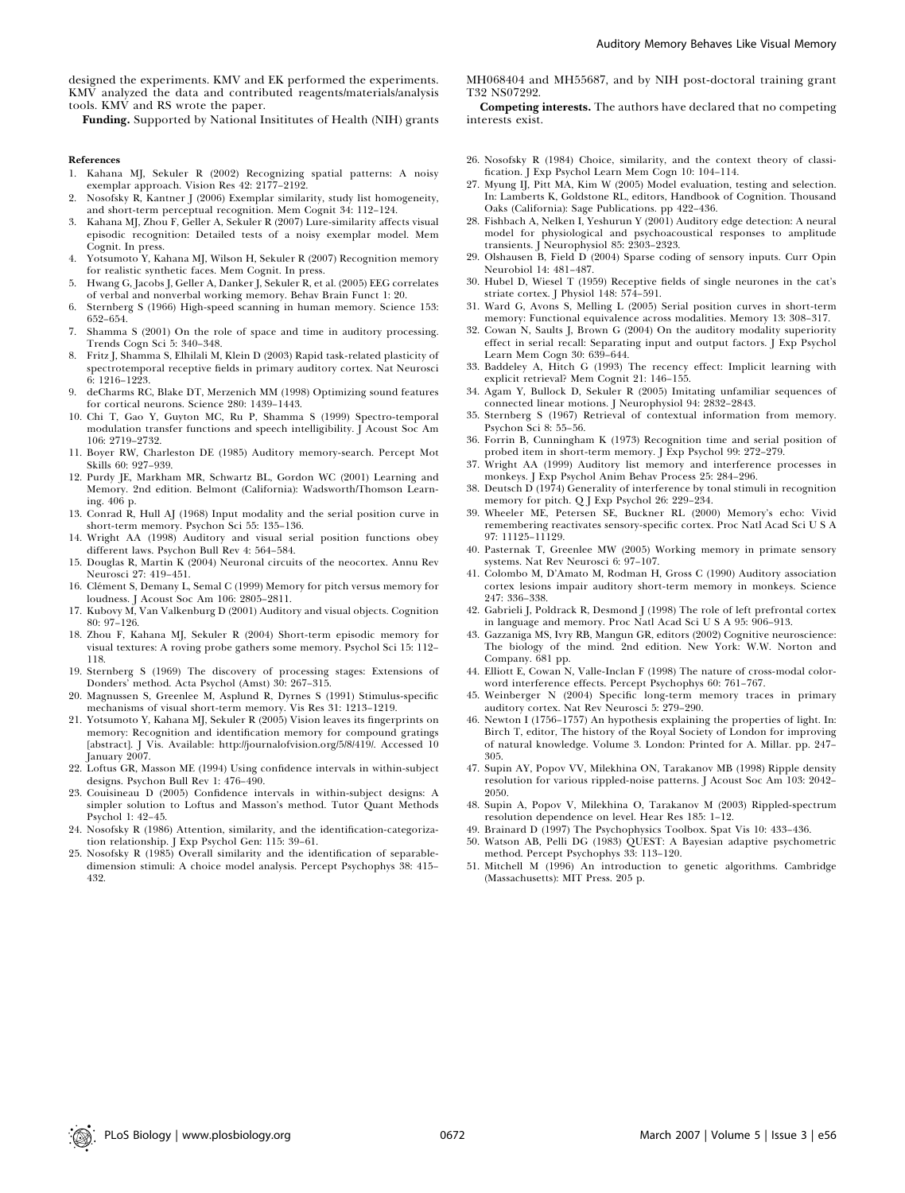designed the experiments. KMV and EK performed the experiments. KMV analyzed the data and contributed reagents/materials/analysis tools. KMV and RS wrote the paper.

**Funding.** Supported by National Insititutes of Health (NIH) grants MH068404 and MH55687, and by NIH post-doctoral training grant T32 NS07292.

**Competing interests.** The authors have declared that no competing interests exist.

## References

1. Kahana MJ, Sekuler R (2002) Recognizing spatial patterns: A noisy exemplar approach. Vision Res 42: 2177–2192.
2. Nosofsky R, Kantner J (2006) Exemplar similarity, study list homogeneity, and short-term perceptual recognition. Mem Cognit 34: 112–124.
3. Kahana MJ, Zhou F, Geller A, Sekuler R (2007) Lure-similarity affects visual episodic recognition: Detailed tests of a noisy exemplar model. Mem Cognit. In press.
4. Yotsumoto Y, Kahana MJ, Wilson H, Sekuler R (2007) Recognition memory for realistic synthetic faces. Mem Cognit. In press.
5. Hwang G, Jacobs J, Geller A, Danker J, Sekuler R, et al. (2005) EEG correlates of verbal and nonverbal working memory. Behav Brain Funct 1: 20.
6. Sternberg S (1966) High-speed scanning in human memory. Science 153: 652–654.
7. Shamma S (2001) On the role of space and time in auditory processing. Trends Cogn Sci 5: 340–348.
8. Fritz J, Shamma S, Elhilali M, Klein D (2003) Rapid task-related plasticity of spectrotemporal receptive fields in primary auditory cortex. Nat Neurosci 6: 1216–1223.
9. deCharms RC, Blake DT, Merzenich MM (1998) Optimizing sound features for cortical neurons. Science 280: 1439–1443.
10. Chi T, Gao Y, Guyton MC, Ru P, Shamma S (1999) Spectro-temporal modulation transfer functions and speech intelligibility. J Acoust Soc Am 106: 2719–2732.
11. Boyer RW, Charleston DE (1985) Auditory memory-search. Percept Mot Skills 60: 927–939.
12. Purdy JE, Markham MR, Schwartz BL, Gordon WC (2001) Learning and Memory. 2nd edition. Belmont (California): Wadsworth/Thomson Learning. 406 p.
13. Conrad R, Hull AJ (1968) Input modality and the serial position curve in short-term memory. Psychon Sci 55: 135–136.
14. Wright AA (1998) Auditory and visual serial position functions obey different laws. Psychon Bull Rev 4: 564–584.
15. Douglas R, Martin K (2004) Neuronal circuits of the neocortex. Annu Rev Neurosci 27: 419–451.
16. Clément S, Demany L, Semal C (1999) Memory for pitch versus memory for loudness. J Acoust Soc Am 106: 2805–2811.
17. Kubovy M, Van Valkenburg D (2001) Auditory and visual objects. Cognition 80: 97–126.
18. Zhou F, Kahana MJ, Sekuler R (2004) Short-term episodic memory for visual textures: A roving probe gathers some memory. Psychol Sci 15: 112–118.
19. Sternberg S (1969) The discovery of processing stages: Extensions of Donders' method. Acta Psychol (Amst) 30: 267–315.
20. Magnussen S, Greenlee M, Asplund R, Dyrnes S (1991) Stimulus-specific mechanisms of visual short-term memory. Vis Res 31: 1213–1219.
21. Yotsumoto Y, Kahana MJ, Sekuler R (2005) Vision leaves its fingerprints on memory: Recognition and identification memory for compound gratings [abstract]. J Vis. Available: http://journalofvision.org/5/8/419/. Accessed 10 January 2007.
22. Loftus GR, Masson ME (1994) Using confidence intervals in within-subject designs. Psychon Bull Rev 1: 476–490.
23. Couisineau D (2005) Confidence intervals in within-subject designs: A simpler solution to Loftus and Masson's method. Tutor Quant Methods Psychol 1: 42–45.
24. Nosofsky R (1986) Attention, similarity, and the identification-categorization relationship. J Exp Psychol Gen: 115: 39–61.
25. Nosofsky R (1985) Overall similarity and the identification of separable-dimension stimuli: A choice model analysis. Percept Psychophys 38: 415–432.
26. Nosofsky R (1984) Choice, similarity, and the context theory of classification. J Exp Psychol Learn Mem Cogn 10: 104–114.
27. Myung IJ, Pitt MA, Kim W (2005) Model evaluation, testing and selection. In: Lamberts K, Goldstone RL, editors, Handbook of Cognition. Thousand Oaks (California): Sage Publications. pp 422–436.
28. Fishbach A, Nelken I, Yeshurun Y (2001) Auditory edge detection: A neural model for physiological and psychoacoustical responses to amplitude transients. J Neurophysiol 85: 2303–2323.
29. Olshausen B, Field D (2004) Sparse coding of sensory inputs. Curr Opin Neurobiol 14: 481–487.
30. Hubel D, Wiesel T (1959) Receptive fields of single neurones in the cat's striate cortex. J Physiol 148: 574–591.
31. Ward G, Avons S, Melling L (2005) Serial position curves in short-term memory: Functional equivalence across modalities. Memory 13: 308–317.
32. Cowan N, Saults J, Brown G (2004) On the auditory modality superiority effect in serial recall: Separating input and output factors. J Exp Psychol Learn Mem Cogn 30: 639–644.
33. Baddeley A, Hitch G (1993) The recency effect: Implicit learning with explicit retrieval? Mem Cognit 21: 146–155.
34. Agam Y, Bullock D, Sekuler R (2005) Imitating unfamiliar sequences of connected linear motions. J Neurophysiol 94: 2832–2843.
35. Sternberg S (1967) Retrieval of contextual information from memory. Psychon Sci 8: 55–56.
36. Forrin B, Cunningham K (1973) Recognition time and serial position of probed item in short-term memory. J Exp Psychol 99: 272–279.
37. Wright AA (1999) Auditory list memory and interference processes in monkeys. J Exp Psychol Anim Behav Process 25: 284–296.
38. Deutsch D (1974) Generality of interference by tonal stimuli in recognition memory for pitch. Q J Exp Psychol 26: 229–234.
39. Wheeler ME, Petersen SE, Buckner RL (2000) Memory's echo: Vivid remembering reactivates sensory-specific cortex. Proc Natl Acad Sci U S A 97: 11125–11129.
40. Pasternak T, Greenlee MW (2005) Working memory in primate sensory systems. Nat Rev Neurosci 6: 97–107.
41. Colombo M, D'Amato M, Rodman H, Gross C (1990) Auditory association cortex lesions impair auditory short-term memory in monkeys. Science 247: 336–338.
42. Gabrieli J, Poldrack R, Desmond J (1998) The role of left prefrontal cortex in language and memory. Proc Natl Acad Sci U S A 95: 906–913.
43. Gazzaniga MS, Ivry RB, Mangun GR, editors (2002) Cognitive neuroscience: The biology of the mind. 2nd edition. New York: W.W. Norton and Company. 681 pp.
44. Elliott E, Cowan N, Valle-Inclan F (1998) The nature of cross-modal color-word interference effects. Percept Psychophys 60: 761–767.
45. Weinberger N (2004) Specific long-term memory traces in primary auditory cortex. Nat Rev Neurosci 5: 279–290.
46. Newton I (1756–1757) An hypothesis explaining the properties of light. In: Birch T, editor, The history of the Royal Society of London for improving of natural knowledge. Volume 3. London: Printed for A. Millar. pp. 247–305.
47. Supin AY, Popov VV, Milekhina ON, Tarakanov MB (1998) Ripple density resolution for various rippled-noise patterns. J Acoust Soc Am 103: 2042–2050.
48. Supin A, Popov V, Milekhina O, Tarakanov M (2003) Rippled-spectrum resolution dependence on level. Hear Res 185: 1–12.
49. Brainard D (1997) The Psychophysics Toolbox. Spat Vis 10: 433–436.
50. Watson AB, Pelli DG (1983) QUEST: A Bayesian adaptive psychometric method. Percept Psychophys 33: 113–120.
51. Mitchell M (1996) An introduction to genetic algorithms. Cambridge (Massachusetts): MIT Press. 205 p.